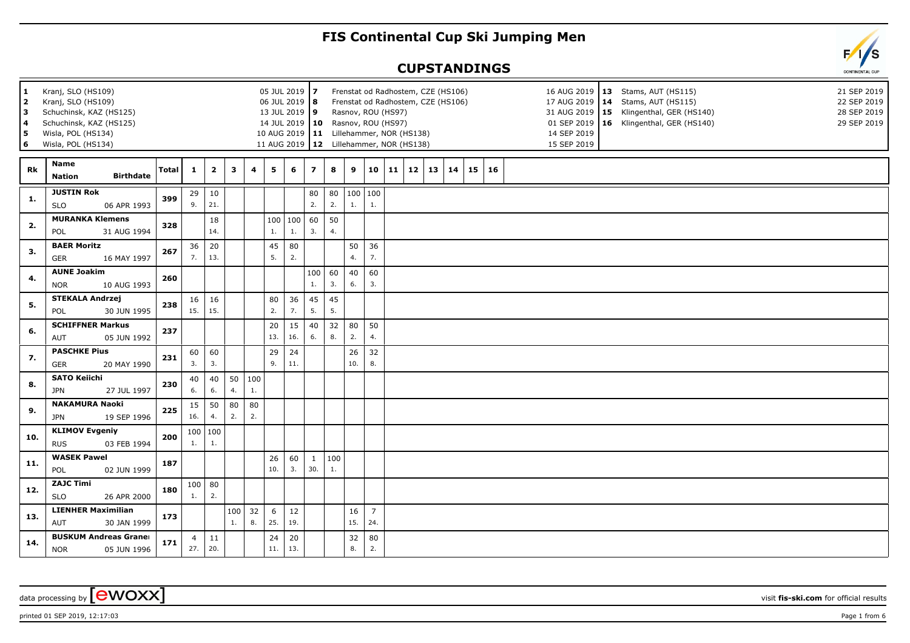# FIS Continental Cup Ski Jumping Men

## CUPSTANDINGS

| No. | Venue | Date | No. | Venue | Date | No. | Venue | Date |
|---|---|---|---|---|---|---|---|---|
| 1 | Kranj, SLO (HS109) | 05 JUL 2019 | 7 | Frenstat od Radhostem, CZE (HS106) | 16 AUG 2019 | 13 | Stams, AUT (HS115) | 21 SEP 2019 |
| 2 | Kranj, SLO (HS109) | 06 JUL 2019 | 8 | Frenstat od Radhostem, CZE (HS106) | 17 AUG 2019 | 14 | Stams, AUT (HS115) | 22 SEP 2019 |
| 3 | Schuchinsk, KAZ (HS125) | 13 JUL 2019 | 9 | Rasnov, ROU (HS97) | 31 AUG 2019 | 15 | Klingenthal, GER (HS140) | 28 SEP 2019 |
| 4 | Schuchinsk, KAZ (HS125) | 14 JUL 2019 | 10 | Rasnov, ROU (HS97) | 01 SEP 2019 | 16 | Klingenthal, GER (HS140) | 29 SEP 2019 |
| 5 | Wisla, POL (HS134) | 10 AUG 2019 | 11 | Lillehammer, NOR (HS138) | 14 SEP 2019 | | | |
| 6 | Wisla, POL (HS134) | 11 AUG 2019 | 12 | Lillehammer, NOR (HS138) | 15 SEP 2019 | | | |

| Rk | Name / Nation / Birthdate | Total | 1 | 2 | 3 | 4 | 5 | 6 | 7 | 8 | 9 | 10 | 11 | 12 | 13 | 14 | 15 | 16 |
|---|---|---|---|---|---|---|---|---|---|---|---|---|---|---|---|---|---|---|
| 1. | JUSTIN Rok SLO 06 APR 1993 | 399 | 29 9. | 10 21. | | | | | 80 2. | 80 2. | 100 1. | 100 1. | | | | | | |
| 2. | MURANKA Klemens POL 31 AUG 1994 | 328 | | 18 14. | | | 100 1. | 100 1. | 60 3. | 50 4. | | | | | | | | |
| 3. | BAER Moritz GER 16 MAY 1997 | 267 | 36 7. | 20 13. | | | 45 5. | 80 2. | | | 50 4. | 36 7. | | | | | | |
| 4. | AUNE Joakim NOR 10 AUG 1993 | 260 | | | | | | | 100 1. | 60 3. | 40 6. | 60 3. | | | | | | |
| 5. | STEKALA Andrzej POL 30 JUN 1995 | 238 | 16 15. | 16 15. | | | 80 2. | 36 7. | 45 5. | 45 5. | | | | | | | | |
| 6. | SCHIFFNER Markus AUT 05 JUN 1992 | 237 | | | | | 20 13. | 15 16. | 40 6. | 32 8. | 80 2. | 50 4. | | | | | | |
| 7. | PASCHKE Pius GER 20 MAY 1990 | 231 | 60 3. | 60 3. | | | 29 9. | 24 11. | | | 26 10. | 32 8. | | | | | | |
| 8. | SATO Keiichi JPN 27 JUL 1997 | 230 | 40 6. | 40 6. | 50 4. | 100 1. | | | | | | | | | | | | |
| 9. | NAKAMURA Naoki JPN 19 SEP 1996 | 225 | 15 16. | 50 4. | 80 2. | 80 2. | | | | | | | | | | | | |
| 10. | KLIMOV Evgeniy RUS 03 FEB 1994 | 200 | 100 1. | 100 1. | | | | | | | | | | | | | | |
| 11. | WASEK Pawel POL 02 JUN 1999 | 187 | | | | | 26 10. | 60 3. | 1 30. | 100 1. | | | | | | | | |
| 12. | ZAJC Timi SLO 26 APR 2000 | 180 | 100 1. | 80 2. | | | | | | | | | | | | | | |
| 13. | LIENHER Maximilian AUT 30 JAN 1999 | 173 | | | 100 1. | 32 8. | 6 25. | 12 19. | | | 16 15. | 7 24. | | | | | | |
| 14. | BUSKUM Andreas Granei NOR 05 JUN 1996 | 171 | 4 27. | 11 20. | | | 24 11. | 20 13. | | | 32 8. | 80 2. | | | | | | |

data processing by ewoxx — visit fis-ski.com for official results

printed 01 SEP 2019, 12:17:03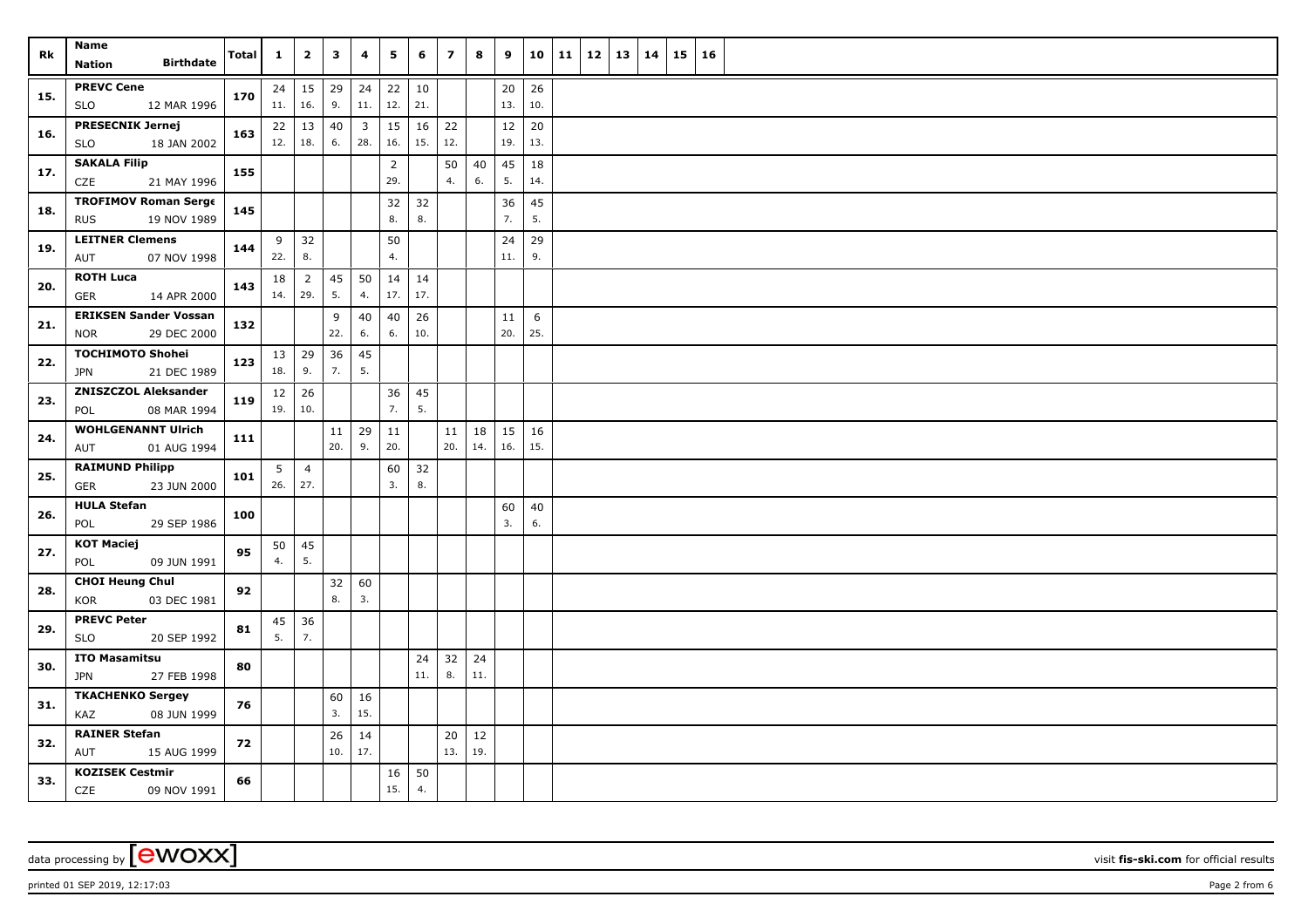| Rk | Name | Total | 1 | 2 | 3 | 4 | 5 | 6 | 7 | 8 | 9 | 10 | 11 | 12 | 13 | 14 | 15 | 16 |
|---|---|---|---|---|---|---|---|---|---|---|---|---|---|---|---|---|---|---|
| | Nation Birthdate | | | | | | | | | | | | | | | | | |
| 15. | PREVC Cene | 170 | 24 | 15 | 29 | 24 | 22 | 10 | | | 20 | 26 | | | | | | |
| | SLO 12 MAR 1996 | | 11. | 16. | 9. | 11. | 12. | 21. | | | 13. | 10. | | | | | | |
| 16. | PRESECNIK Jernej | 163 | 22 | 13 | 40 | 3 | 15 | 16 | 22 | | 12 | 20 | | | | | | |
| | SLO 18 JAN 2002 | | 12. | 18. | 6. | 28. | 16. | 15. | 12. | | 19. | 13. | | | | | | |
| 17. | SAKALA Filip | 155 | | | | | 2 | | 50 | 40 | 45 | 18 | | | | | | |
| | CZE 21 MAY 1996 | | | | | | 29. | | 4. | 6. | 5. | 14. | | | | | | |
| 18. | TROFIMOV Roman Serge | 145 | | | | | 32 | 32 | | | 36 | 45 | | | | | | |
| | RUS 19 NOV 1989 | | | | | | 8. | 8. | | | 7. | 5. | | | | | | |
| 19. | LEITNER Clemens | 144 | 9 | 32 | | | 50 | | | | 24 | 29 | | | | | | |
| | AUT 07 NOV 1998 | | 22. | 8. | | | 4. | | | | 11. | 9. | | | | | | |
| 20. | ROTH Luca | 143 | 18 | 2 | 45 | 50 | 14 | 14 | | | | | | | | | | |
| | GER 14 APR 2000 | | 14. | 29. | 5. | 4. | 17. | 17. | | | | | | | | | | |
| 21. | ERIKSEN Sander Vossan | 132 | | | 9 | 40 | 40 | 26 | | | 11 | 6 | | | | | | |
| | NOR 29 DEC 2000 | | | | 22. | 6. | 6. | 10. | | | 20. | 25. | | | | | | |
| 22. | TOCHIMOTO Shohei | 123 | 13 | 29 | 36 | 45 | | | | | | | | | | | | |
| | JPN 21 DEC 1989 | | 18. | 9. | 7. | 5. | | | | | | | | | | | | |
| 23. | ZNISZCZOL Aleksander | 119 | 12 | 26 | | | 36 | 45 | | | | | | | | | | |
| | POL 08 MAR 1994 | | 19. | 10. | | | 7. | 5. | | | | | | | | | | |
| 24. | WOHLGENANNT Ulrich | 111 | | | 11 | 29 | 11 | | 11 | 18 | 15 | 16 | | | | | | |
| | AUT 01 AUG 1994 | | | | 20. | 9. | 20. | | 20. | 14. | 16. | 15. | | | | | | |
| 25. | RAIMUND Philipp | 101 | 5 | 4 | | | 60 | 32 | | | | | | | | | | |
| | GER 23 JUN 2000 | | 26. | 27. | | | 3. | 8. | | | | | | | | | | |
| 26. | HULA Stefan | 100 | | | | | | | | | 60 | 40 | | | | | | |
| | POL 29 SEP 1986 | | | | | | | | | | 3. | 6. | | | | | | |
| 27. | KOT Maciej | 95 | 50 | 45 | | | | | | | | | | | | | | |
| | POL 09 JUN 1991 | | 4. | 5. | | | | | | | | | | | | | | |
| 28. | CHOI Heung Chul | 92 | | | 32 | 60 | | | | | | | | | | | | |
| | KOR 03 DEC 1981 | | | | 8. | 3. | | | | | | | | | | | | |
| 29. | PREVC Peter | 81 | 45 | 36 | | | | | | | | | | | | | | |
| | SLO 20 SEP 1992 | | 5. | 7. | | | | | | | | | | | | | | |
| 30. | ITO Masamitsu | 80 | | | | | | 24 | 32 | 24 | | | | | | | | |
| | JPN 27 FEB 1998 | | | | | | | 11. | 8. | 11. | | | | | | | | |
| 31. | TKACHENKO Sergey | 76 | | | 60 | 16 | | | | | | | | | | | | |
| | KAZ 08 JUN 1999 | | | | 3. | 15. | | | | | | | | | | | | |
| 32. | RAINER Stefan | 72 | | | 26 | 14 | | | 20 | 12 | | | | | | | | |
| | AUT 15 AUG 1999 | | | | 10. | 17. | | | 13. | 19. | | | | | | | | |
| 33. | KOZISEK Cestmir | 66 | | | | | 16 | 50 | | | | | | | | | | |
| | CZE 09 NOV 1991 | | | | | | 15. | 4. | | | | | | | | | | |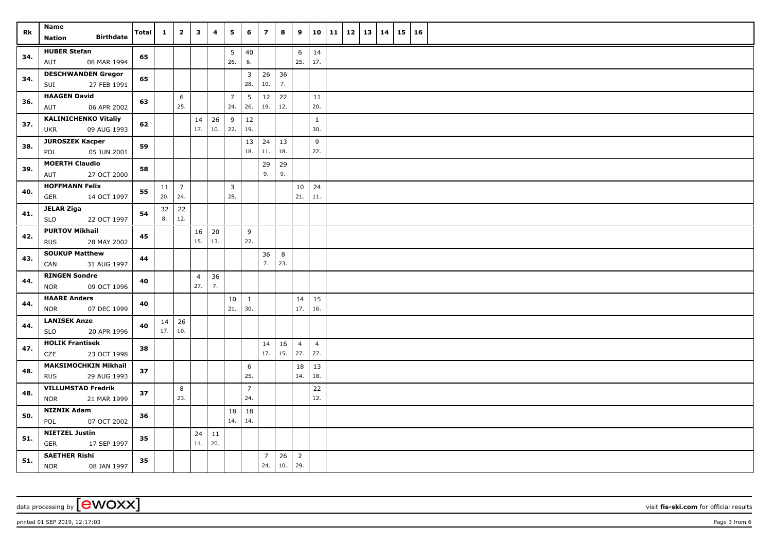| Rk | Name / Nation / Birthdate | Total | 1 | 2 | 3 | 4 | 5 | 6 | 7 | 8 | 9 | 10 | 11 | 12 | 13 | 14 | 15 | 16 |
|---|---|---|---|---|---|---|---|---|---|---|---|---|---|---|---|---|---|---|
| 34. | **HUBER Stefan** AUT 08 MAR 1994 | **65** | | | | | 5 26. | 40 6. | | | 6 25. | 14 17. | | | | | | |
| 34. | **DESCHWANDEN Gregor** SUI 27 FEB 1991 | **65** | | | | | | 3 28. | 26 10. | 36 7. | | | | | | | | |
| 36. | **HAAGEN David** AUT 06 APR 2002 | **63** | | 6 25. | | | 7 24. | 5 26. | 12 19. | 22 12. | | 11 20. | | | | | | |
| 37. | **KALINICHENKO Vitaliy** UKR 09 AUG 1993 | **62** | | | 14 17. | 26 10. | 9 22. | 12 19. | | | | 1 30. | | | | | | |
| 38. | **JUROSZEK Kacper** POL 05 JUN 2001 | **59** | | | | | | 13 18. | 24 11. | 13 18. | | 9 22. | | | | | | |
| 39. | **MOERTH Claudio** AUT 27 OCT 2000 | **58** | | | | | | | 29 9. | 29 9. | | | | | | | | |
| 40. | **HOFFMANN Felix** GER 14 OCT 1997 | **55** | 11 20. | 7 24. | | | 3 28. | | | | 10 21. | 24 11. | | | | | | |
| 41. | **JELAR Ziga** SLO 22 OCT 1997 | **54** | 32 8. | 22 12. | | | | | | | | | | | | | | |
| 42. | **PURTOV Mikhail** RUS 28 MAY 2002 | **45** | | | 16 15. | 20 13. | | 9 22. | | | | | | | | | | |
| 43. | **SOUKUP Matthew** CAN 31 AUG 1997 | **44** | | | | | | | 36 7. | 8 23. | | | | | | | | |
| 44. | **RINGEN Sondre** NOR 09 OCT 1996 | **40** | | | 4 27. | 36 7. | | | | | | | | | | | | |
| 44. | **HAARE Anders** NOR 07 DEC 1999 | **40** | | | | | 10 21. | 1 30. | | | 14 17. | 15 16. | | | | | | |
| 44. | **LANISEK Anze** SLO 20 APR 1996 | **40** | 14 17. | 26 10. | | | | | | | | | | | | | | |
| 47. | **HOLIK Frantisek** CZE 23 OCT 1998 | **38** | | | | | | | 14 17. | 16 15. | 4 27. | 4 27. | | | | | | |
| 48. | **MAKSIMOCHKIN Mikhail** RUS 29 AUG 1993 | **37** | | | | | | 6 25. | | | 18 14. | 13 18. | | | | | | |
| 48. | **VILLUMSTAD Fredrik** NOR 21 MAR 1999 | **37** | | 8 23. | | | | 7 24. | | | | 22 12. | | | | | | |
| 50. | **NIZNIK Adam** POL 07 OCT 2002 | **36** | | | | | 18 14. | 18 14. | | | | | | | | | | |
| 51. | **NIETZEL Justin** GER 17 SEP 1997 | **35** | | | 24 11. | 11 20. | | | | | | | | | | | | |
| 51. | **SAETHER Rishi** NOR 08 JAN 1997 | **35** | | | | | | | 7 24. | 26 10. | 2 29. | | | | | | | |

data processing by [ewoxx] visit **fis-ski.com** for official results

printed 01 SEP 2019, 12:17:03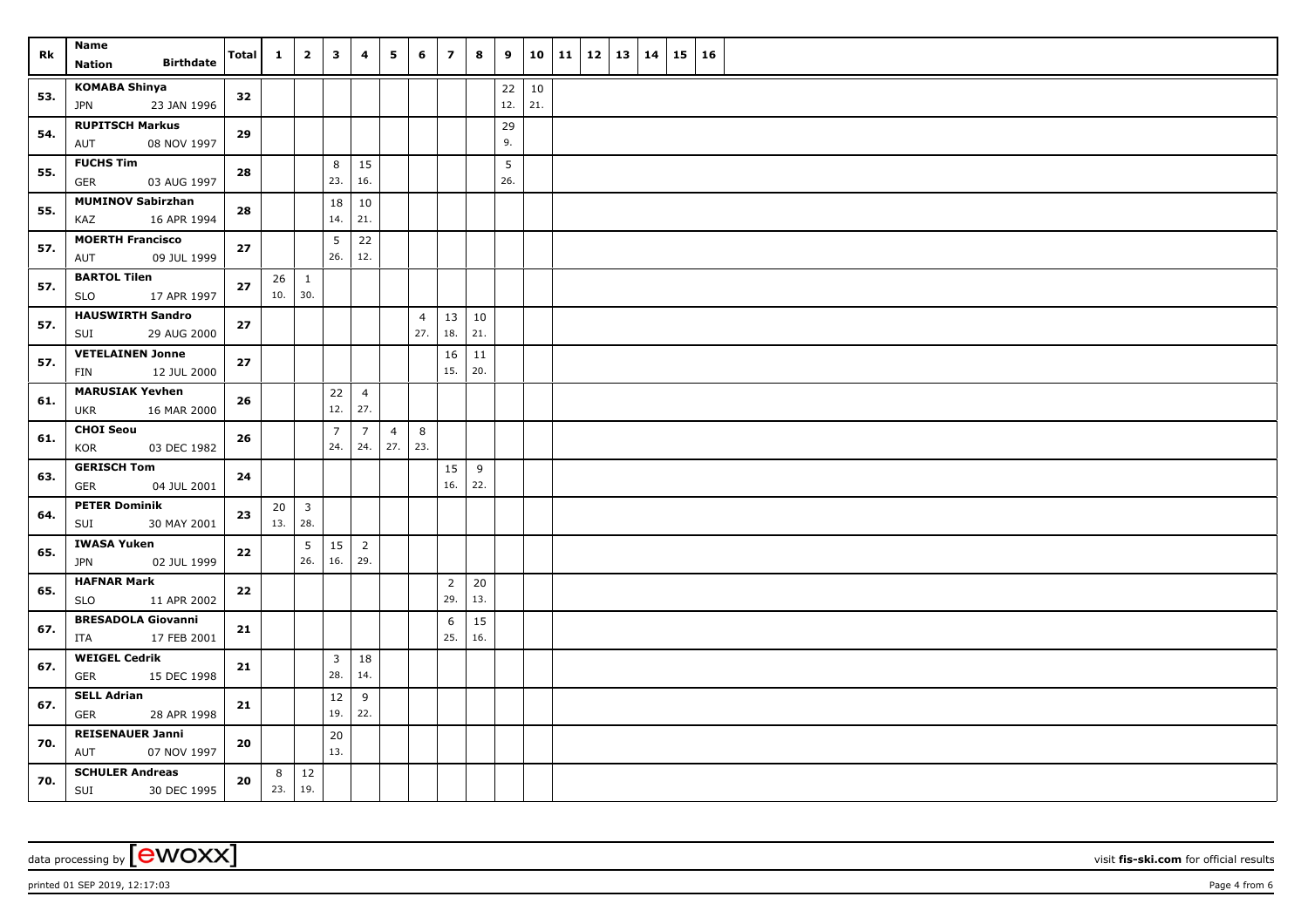| Rk | Name<br>Nation Birthdate | Total | 1 | 2 | 3 | 4 | 5 | 6 | 7 | 8 | 9 | 10 | 11 | 12 | 13 | 14 | 15 | 16 |
|---|---|---|---|---|---|---|---|---|---|---|---|---|---|---|---|---|---|---|
| 53. | **KOMABA Shinya**<br>JPN 23 JAN 1996 | 32 | | | | | | | | | 22<br>12. | 10<br>21. | | | | | | |
| 54. | **RUPITSCH Markus**<br>AUT 08 NOV 1997 | 29 | | | | | | | | | 29<br>9. | | | | | | | |
| 55. | **FUCHS Tim**<br>GER 03 AUG 1997 | 28 | | | 8<br>23. | 15<br>16. | | | | | 5<br>26. | | | | | | | |
| 55. | **MUMINOV Sabirzhan**<br>KAZ 16 APR 1994 | 28 | | | 18<br>14. | 10<br>21. | | | | | | | | | | | | |
| 57. | **MOERTH Francisco**<br>AUT 09 JUL 1999 | 27 | | | 5<br>26. | 22<br>12. | | | | | | | | | | | | |
| 57. | **BARTOL Tilen**<br>SLO 17 APR 1997 | 27 | 26<br>10. | 1<br>30. | | | | | | | | | | | | | | |
| 57. | **HAUSWIRTH Sandro**<br>SUI 29 AUG 2000 | 27 | | | | | | 4<br>27. | 13<br>18. | 10<br>21. | | | | | | | | |
| 57. | **VETELAINEN Jonne**<br>FIN 12 JUL 2000 | 27 | | | | | | | 16<br>15. | 11<br>20. | | | | | | | | |
| 61. | **MARUSIAK Yevhen**<br>UKR 16 MAR 2000 | 26 | | | 22<br>12. | 4<br>27. | | | | | | | | | | | | |
| 61. | **CHOI Seou**<br>KOR 03 DEC 1982 | 26 | | | 7<br>24. | 7<br>24. | 4<br>27. | 8<br>23. | | | | | | | | | | |
| 63. | **GERISCH Tom**<br>GER 04 JUL 2001 | 24 | | | | | | | 15<br>16. | 9<br>22. | | | | | | | | |
| 64. | **PETER Dominik**<br>SUI 30 MAY 2001 | 23 | 20<br>13. | 3<br>28. | | | | | | | | | | | | | | |
| 65. | **IWASA Yuken**<br>JPN 02 JUL 1999 | 22 | | 5<br>26. | 15<br>16. | 2<br>29. | | | | | | | | | | | | |
| 65. | **HAFNAR Mark**<br>SLO 11 APR 2002 | 22 | | | | | | | 2<br>29. | 20<br>13. | | | | | | | | |
| 67. | **BRESADOLA Giovanni**<br>ITA 17 FEB 2001 | 21 | | | | | | | 6<br>25. | 15<br>16. | | | | | | | | |
| 67. | **WEIGEL Cedrik**<br>GER 15 DEC 1998 | 21 | | | 3<br>28. | 18<br>14. | | | | | | | | | | | | |
| 67. | **SELL Adrian**<br>GER 28 APR 1998 | 21 | | | 12<br>19. | 9<br>22. | | | | | | | | | | | | |
| 70. | **REISENAUER Janni**<br>AUT 07 NOV 1997 | 20 | | | 20<br>13. | | | | | | | | | | | | | |
| 70. | **SCHULER Andreas**<br>SUI 30 DEC 1995 | 20 | 8<br>23. | 12<br>19. | | | | | | | | | | | | | | |

data processing by [ewoxx] visit **fis-ski.com** for official results

printed 01 SEP 2019, 12:17:03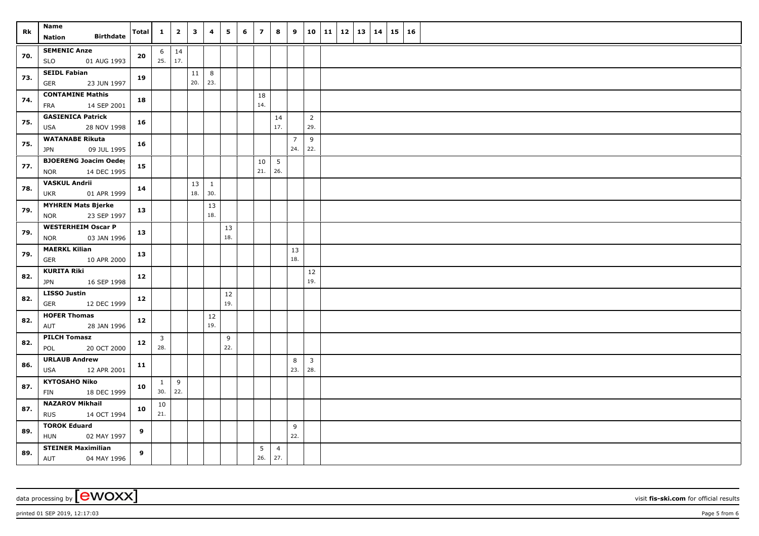| Rk | Name<br>Nation Birthdate | Total | 1 | 2 | 3 | 4 | 5 | 6 | 7 | 8 | 9 | 10 | 11 | 12 | 13 | 14 | 15 | 16 |
|---|---|---|---|---|---|---|---|---|---|---|---|---|---|---|---|---|---|---|
| 70. | SEMENIC Anze<br>SLO 01 AUG 1993 | 20 | 6<br>25. | 14<br>17. | | | | | | | | | | | | | | |
| 73. | SEIDL Fabian<br>GER 23 JUN 1997 | 19 | | | 11<br>20. | 8<br>23. | | | | | | | | | | | | |
| 74. | CONTAMINE Mathis<br>FRA 14 SEP 2001 | 18 | | | | | | | 18<br>14. | | | | | | | | | |
| 75. | GASIENICA Patrick<br>USA 28 NOV 1998 | 16 | | | | | | | | 14<br>17. | | 2<br>29. | | | | | | |
| 75. | WATANABE Rikuta<br>JPN 09 JUL 1995 | 16 | | | | | | | | | 7<br>24. | 9<br>22. | | | | | | |
| 77. | BJOERENG Joacim Oeder<br>NOR 14 DEC 1995 | 15 | | | | | | | 10<br>21. | 5<br>26. | | | | | | | | |
| 78. | VASKUL Andrii<br>UKR 01 APR 1999 | 14 | | | 13<br>18. | 1<br>30. | | | | | | | | | | | | |
| 79. | MYHREN Mats Bjerke<br>NOR 23 SEP 1997 | 13 | | | | 13<br>18. | | | | | | | | | | | | |
| 79. | WESTERHEIM Oscar P<br>NOR 03 JAN 1996 | 13 | | | | | 13<br>18. | | | | | | | | | | | |
| 79. | MAERKL Kilian<br>GER 10 APR 2000 | 13 | | | | | | | | | 13<br>18. | | | | | | | |
| 82. | KURITA Riki<br>JPN 16 SEP 1998 | 12 | | | | | | | | | | 12<br>19. | | | | | | |
| 82. | LISSO Justin<br>GER 12 DEC 1999 | 12 | | | | | 12<br>19. | | | | | | | | | | | |
| 82. | HOFER Thomas<br>AUT 28 JAN 1996 | 12 | | | | 12<br>19. | | | | | | | | | | | | |
| 82. | PILCH Tomasz<br>POL 20 OCT 2000 | 12 | 3<br>28. | | | | 9<br>22. | | | | | | | | | | | |
| 86. | URLAUB Andrew<br>USA 12 APR 2001 | 11 | | | | | | | | | 8<br>23. | 3<br>28. | | | | | | |
| 87. | KYTOSAHO Niko<br>FIN 18 DEC 1999 | 10 | 1<br>30. | 9<br>22. | | | | | | | | | | | | | | |
| 87. | NAZAROV Mikhail<br>RUS 14 OCT 1994 | 10 | 10<br>21. | | | | | | | | | | | | | | | |
| 89. | TOROK Eduard<br>HUN 02 MAY 1997 | 9 | | | | | | | | | 9<br>22. | | | | | | | |
| 89. | STEINER Maximilian<br>AUT 04 MAY 1996 | 9 | | | | | | | 5<br>26. | 4<br>27. | | | | | | | | |

data processing by [ewoxx] visit **fis-ski.com** for official results

printed 01 SEP 2019, 12:17:03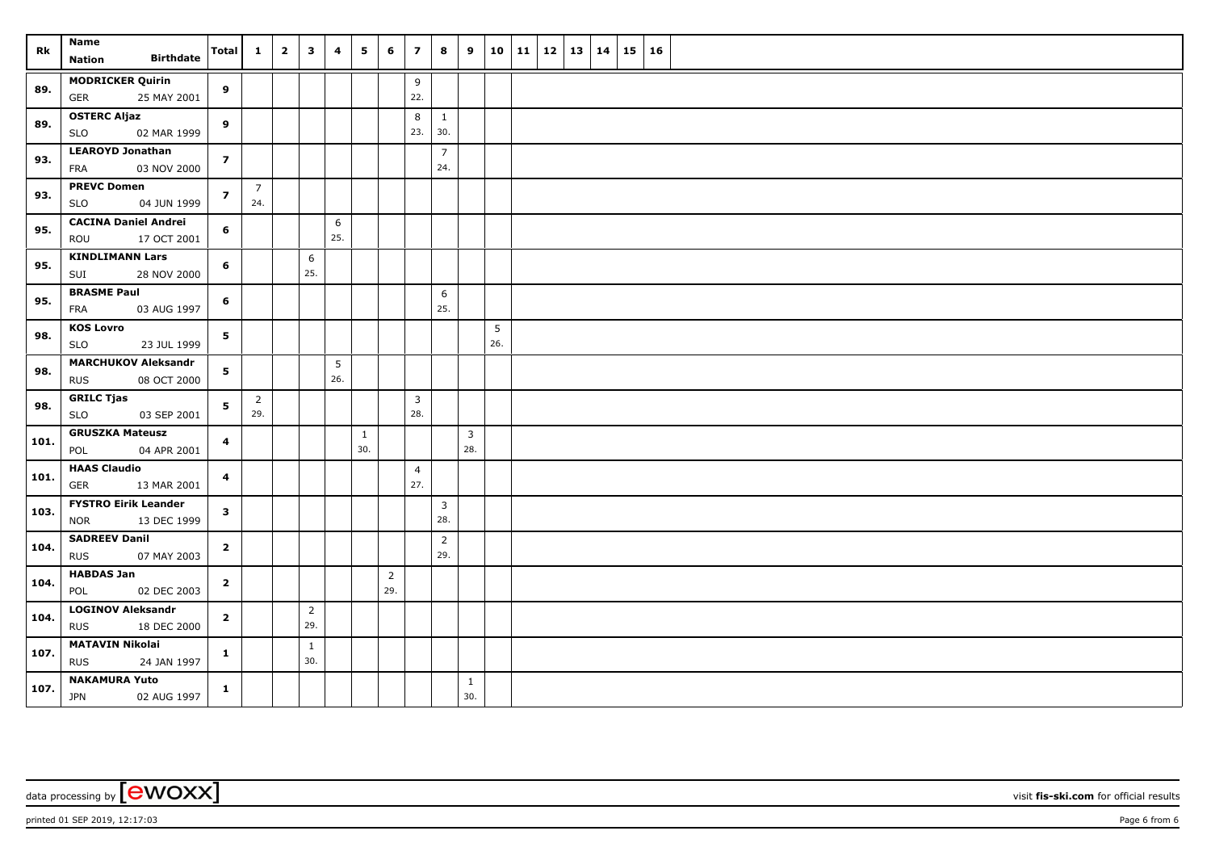| Rk | Name / Nation / Birthdate | Total | 1 | 2 | 3 | 4 | 5 | 6 | 7 | 8 | 9 | 10 | 11 | 12 | 13 | 14 | 15 | 16 |
|---|---|---|---|---|---|---|---|---|---|---|---|---|---|---|---|---|---|---|
| 89. | MODRICKER Quirin GER 25 MAY 2001 | 9 | | | | | | | 9 22. | | | | | | | | | |
| 89. | OSTERC Aljaz SLO 02 MAR 1999 | 9 | | | | | | | 8 23. | 1 30. | | | | | | | | |
| 93. | LEAROYD Jonathan FRA 03 NOV 2000 | 7 | | | | | | | | 7 24. | | | | | | | | |
| 93. | PREVC Domen SLO 04 JUN 1999 | 7 | 7 24. | | | | | | | | | | | | | | | |
| 95. | CACINA Daniel Andrei ROU 17 OCT 2001 | 6 | | | | 6 25. | | | | | | | | | | | | |
| 95. | KINDLIMANN Lars SUI 28 NOV 2000 | 6 | | | 6 25. | | | | | | | | | | | | | |
| 95. | BRASME Paul FRA 03 AUG 1997 | 6 | | | | | | | | 6 25. | | | | | | | | |
| 98. | KOS Lovro SLO 23 JUL 1999 | 5 | | | | | | | | | | 5 26. | | | | | | |
| 98. | MARCHUKOV Aleksandr RUS 08 OCT 2000 | 5 | | | | 5 26. | | | | | | | | | | | | |
| 98. | GRILC Tjas SLO 03 SEP 2001 | 5 | 2 29. | | | | | | 3 28. | | | | | | | | | |
| 101. | GRUSZKA Mateusz POL 04 APR 2001 | 4 | | | | | 1 30. | | | | 3 28. | | | | | | | |
| 101. | HAAS Claudio GER 13 MAR 2001 | 4 | | | | | | | 4 27. | | | | | | | | | |
| 103. | FYSTRO Eirik Leander NOR 13 DEC 1999 | 3 | | | | | | | | 3 28. | | | | | | | | |
| 104. | SADREEV Danil RUS 07 MAY 2003 | 2 | | | | | | | | 2 29. | | | | | | | | |
| 104. | HABDAS Jan POL 02 DEC 2003 | 2 | | | | | | 2 29. | | | | | | | | | | |
| 104. | LOGINOV Aleksandr RUS 18 DEC 2000 | 2 | | | 2 29. | | | | | | | | | | | | | |
| 107. | MATAVIN Nikolai RUS 24 JAN 1997 | 1 | | | 1 30. | | | | | | | | | | | | | |
| 107. | NAKAMURA Yuto JPN 02 AUG 1997 | 1 | | | | | | | | | 1 30. | | | | | | | |

data processing by [ewoxx]

visit fis-ski.com for official results

printed 01 SEP 2019, 12:17:03